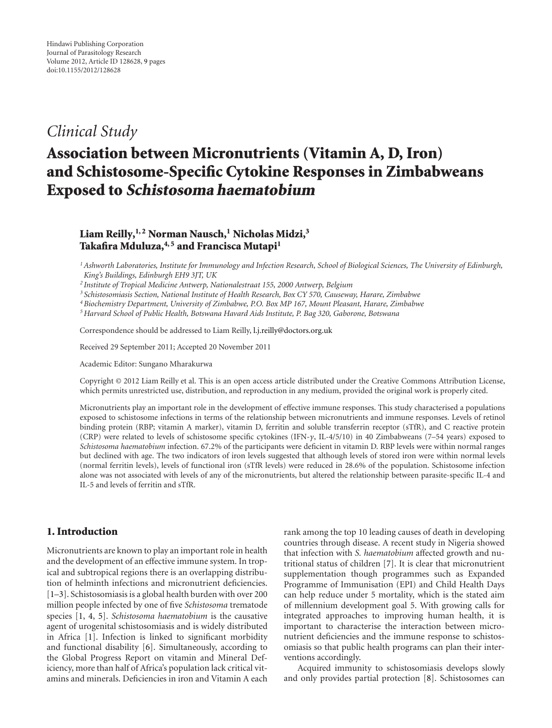Hindawi Publishing Corporation
Journal of Parasitology Research
Volume 2012, Article ID 128628, 9 pages
doi:10.1155/2012/128628

*Clinical Study*

# Association between Micronutrients (Vitamin A, D, Iron) and Schistosome-Specific Cytokine Responses in Zimbabweans Exposed to *Schistosoma haematobium*

**Liam Reilly,[1,2] Norman Nausch,[1] Nicholas Midzi,[3] Takafira Mduluza,[4,5] and Francisca Mutapi[1]**

[1] Ashworth Laboratories, Institute for Immunology and Infection Research, School of Biological Sciences, The University of Edinburgh, King's Buildings, Edinburgh EH9 3JT, UK

[2] Institute of Tropical Medicine Antwerp, Nationalestraat 155, 2000 Antwerp, Belgium

[3] Schistosomiasis Section, National Institute of Health Research, Box CY 570, Causeway, Harare, Zimbabwe

[4] Biochemistry Department, University of Zimbabwe, P.O. Box MP 167, Mount Pleasant, Harare, Zimbabwe

[5] Harvard School of Public Health, Botswana Havard Aids Institute, P. Bag 320, Gaborone, Botswana

Correspondence should be addressed to Liam Reilly, l.j.reilly@doctors.org.uk

Received 29 September 2011; Accepted 20 November 2011

Academic Editor: Sungano Mharakurwa

Copyright © 2012 Liam Reilly et al. This is an open access article distributed under the Creative Commons Attribution License, which permits unrestricted use, distribution, and reproduction in any medium, provided the original work is properly cited.

Micronutrients play an important role in the development of effective immune responses. This study characterised a populations exposed to schistosome infections in terms of the relationship between micronutrients and immune responses. Levels of retinol binding protein (RBP; vitamin A marker), vitamin D, ferritin and soluble transferrin receptor (sTfR), and C reactive protein (CRP) were related to levels of schistosome specific cytokines (IFN-$\gamma$, IL-4/5/10) in 40 Zimbabweans (7–54 years) exposed to *Schistosoma haematobium* infection. 67.2% of the participants were deficient in vitamin D. RBP levels were within normal ranges but declined with age. The two indicators of iron levels suggested that although levels of stored iron were within normal levels (normal ferritin levels), levels of functional iron (sTfR levels) were reduced in 28.6% of the population. Schistosome infection alone was not associated with levels of any of the micronutrients, but altered the relationship between parasite-specific IL-4 and IL-5 and levels of ferritin and sTfR.

## 1. Introduction

Micronutrients are known to play an important role in health and the development of an effective immune system. In tropical and subtropical regions there is an overlapping distribution of helminth infections and micronutrient deficiencies. [1–3]. Schistosomiasis is a global health burden with over 200 million people infected by one of five *Schistosoma* trematode species [1, 4, 5]. *Schistosoma haematobium* is the causative agent of urogenital schistosomiasis and is widely distributed in Africa [1]. Infection is linked to significant morbidity and functional disability [6]. Simultaneously, according to the Global Progress Report on vitamin and Mineral Deficiency, more than half of Africa's population lack critical vitamins and minerals. Deficiencies in iron and Vitamin A each rank among the top 10 leading causes of death in developing countries through disease. A recent study in Nigeria showed that infection with *S. haematobium* affected growth and nutritional status of children [7]. It is clear that micronutrient supplementation though programmes such as Expanded Programme of Immunisation (EPI) and Child Health Days can help reduce under 5 mortality, which is the stated aim of millennium development goal 5. With growing calls for integrated approaches to improving human health, it is important to characterise the interaction between micronutrient deficiencies and the immune response to schistosomiasis so that public health programs can plan their interventions accordingly.

Acquired immunity to schistosomiasis develops slowly and only provides partial protection [8]. Schistosomes can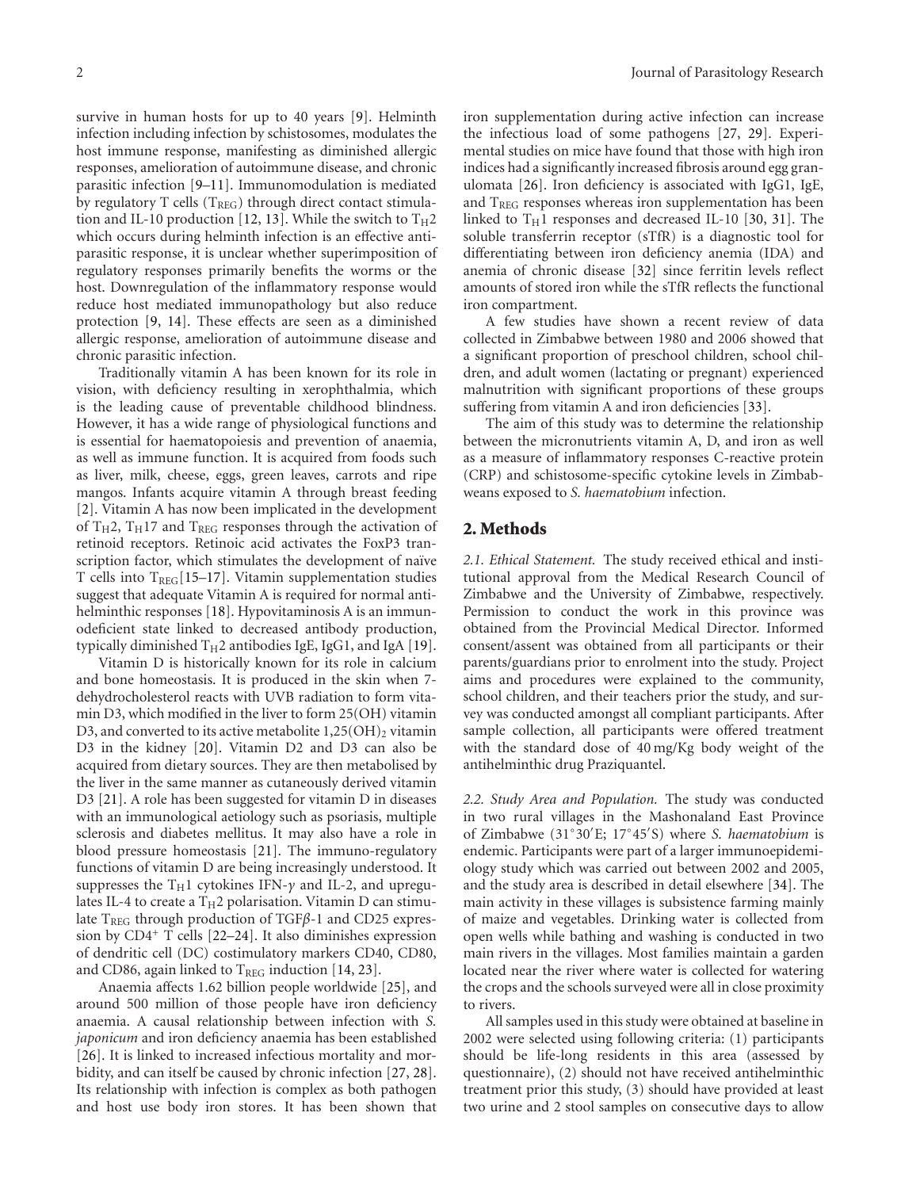survive in human hosts for up to 40 years [9]. Helminth infection including infection by schistosomes, modulates the host immune response, manifesting as diminished allergic responses, amelioration of autoimmune disease, and chronic parasitic infection [9–11]. Immunomodulation is mediated by regulatory T cells ($T_{REG}$) through direct contact stimulation and IL-10 production [12, 13]. While the switch to $T_H2$ which occurs during helminth infection is an effective anti-parasitic response, it is unclear whether superimposition of regulatory responses primarily benefits the worms or the host. Downregulation of the inflammatory response would reduce host mediated immunopathology but also reduce protection [9, 14]. These effects are seen as a diminished allergic response, amelioration of autoimmune disease and chronic parasitic infection.

Traditionally vitamin A has been known for its role in vision, with deficiency resulting in xerophthalmia, which is the leading cause of preventable childhood blindness. However, it has a wide range of physiological functions and is essential for haematopoiesis and prevention of anaemia, as well as immune function. It is acquired from foods such as liver, milk, cheese, eggs, green leaves, carrots and ripe mangos. Infants acquire vitamin A through breast feeding [2]. Vitamin A has now been implicated in the development of $T_H2$, $T_H17$ and $T_{REG}$ responses through the activation of retinoid receptors. Retinoic acid activates the FoxP3 transcription factor, which stimulates the development of naïve T cells into $T_{REG}$[15–17]. Vitamin supplementation studies suggest that adequate Vitamin A is required for normal anti-helminthic responses [18]. Hypovitaminosis A is an immunodeficient state linked to decreased antibody production, typically diminished $T_H2$ antibodies IgE, IgG1, and IgA [19].

Vitamin D is historically known for its role in calcium and bone homeostasis. It is produced in the skin when 7-dehydrocholesterol reacts with UVB radiation to form vitamin D3, which modified in the liver to form 25(OH) vitamin D3, and converted to its active metabolite $1,25(OH)_2$ vitamin D3 in the kidney [20]. Vitamin D2 and D3 can also be acquired from dietary sources. They are then metabolised by the liver in the same manner as cutaneously derived vitamin D3 [21]. A role has been suggested for vitamin D in diseases with an immunological aetiology such as psoriasis, multiple sclerosis and diabetes mellitus. It may also have a role in blood pressure homeostasis [21]. The immuno-regulatory functions of vitamin D are being increasingly understood. It suppresses the $T_H1$ cytokines IFN-$\gamma$ and IL-2, and upregulates IL-4 to create a $T_H2$ polarisation. Vitamin D can stimulate $T_{REG}$ through production of TGF$\beta$-1 and CD25 expression by $CD4^+$ T cells [22–24]. It also diminishes expression of dendritic cell (DC) costimulatory markers CD40, CD80, and CD86, again linked to $T_{REG}$ induction [14, 23].

Anaemia affects 1.62 billion people worldwide [25], and around 500 million of those people have iron deficiency anaemia. A causal relationship between infection with *S. japonicum* and iron deficiency anaemia has been established [26]. It is linked to increased infectious mortality and morbidity, and can itself be caused by chronic infection [27, 28]. Its relationship with infection is complex as both pathogen and host use body iron stores. It has been shown that iron supplementation during active infection can increase the infectious load of some pathogens [27, 29]. Experimental studies on mice have found that those with high iron indices had a significantly increased fibrosis around egg granulomata [26]. Iron deficiency is associated with IgG1, IgE, and $T_{REG}$ responses whereas iron supplementation has been linked to $T_H1$ responses and decreased IL-10 [30, 31]. The soluble transferrin receptor (sTfR) is a diagnostic tool for differentiating between iron deficiency anemia (IDA) and anemia of chronic disease [32] since ferritin levels reflect amounts of stored iron while the sTfR reflects the functional iron compartment.

A few studies have shown a recent review of data collected in Zimbabwe between 1980 and 2006 showed that a significant proportion of preschool children, school children, and adult women (lactating or pregnant) experienced malnutrition with significant proportions of these groups suffering from vitamin A and iron deficiencies [33].

The aim of this study was to determine the relationship between the micronutrients vitamin A, D, and iron as well as a measure of inflammatory responses C-reactive protein (CRP) and schistosome-specific cytokine levels in Zimbabweans exposed to *S. haematobium* infection.

## 2. Methods

*2.1. Ethical Statement.* The study received ethical and institutional approval from the Medical Research Council of Zimbabwe and the University of Zimbabwe, respectively. Permission to conduct the work in this province was obtained from the Provincial Medical Director. Informed consent/assent was obtained from all participants or their parents/guardians prior to enrolment into the study. Project aims and procedures were explained to the community, school children, and their teachers prior the study, and survey was conducted amongst all compliant participants. After sample collection, all participants were offered treatment with the standard dose of 40 mg/Kg body weight of the antihelminthic drug Praziquantel.

*2.2. Study Area and Population.* The study was conducted in two rural villages in the Mashonaland East Province of Zimbabwe (31°30′E; 17°45′S) where *S. haematobium* is endemic. Participants were part of a larger immunoepidemiology study which was carried out between 2002 and 2005, and the study area is described in detail elsewhere [34]. The main activity in these villages is subsistence farming mainly of maize and vegetables. Drinking water is collected from open wells while bathing and washing is conducted in two main rivers in the villages. Most families maintain a garden located near the river where water is collected for watering the crops and the schools surveyed were all in close proximity to rivers.

All samples used in this study were obtained at baseline in 2002 were selected using following criteria: (1) participants should be life-long residents in this area (assessed by questionnaire), (2) should not have received antihelminthic treatment prior this study, (3) should have provided at least two urine and 2 stool samples on consecutive days to allow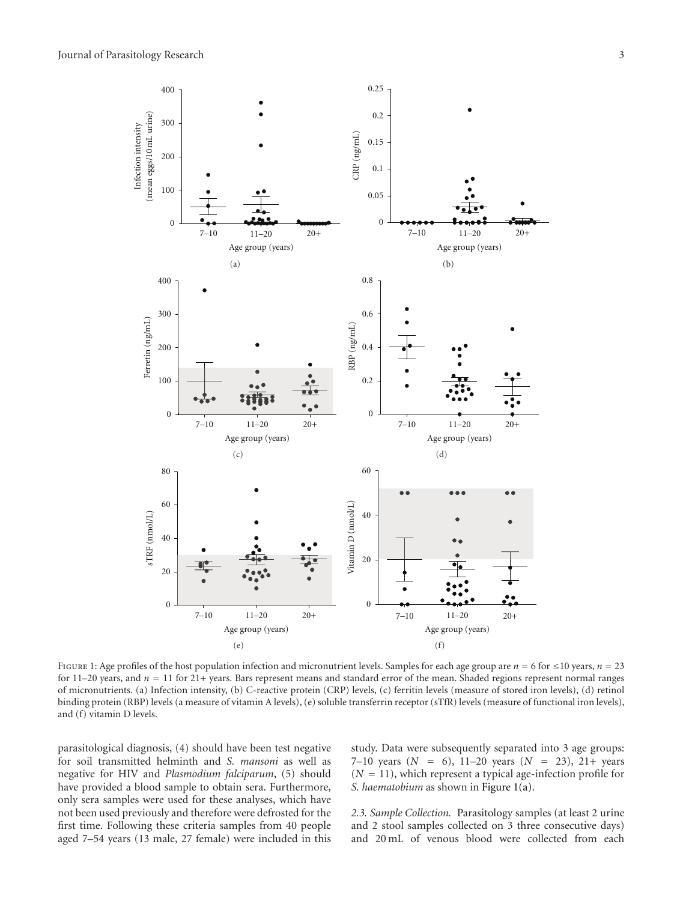Figure 1: Age profiles of the host population infection and micronutrient levels. Samples for each age group are $n = 6$ for ≤10 years, $n = 23$ for 11–20 years, and $n = 11$ for 21+ years. Bars represent means and standard error of the mean. Shaded regions represent normal ranges of micronutrients. (a) Infection intensity, (b) C-reactive protein (CRP) levels, (c) ferritin levels (measure of stored iron levels), (d) retinol binding protein (RBP) levels (a measure of vitamin A levels), (e) soluble transferrin receptor (sTfR) levels (measure of functional iron levels), and (f) vitamin D levels.

parasitological diagnosis, (4) should have been test negative for soil transmitted helminth and *S. mansoni* as well as negative for HIV and *Plasmodium falciparum*, (5) should have provided a blood sample to obtain sera. Furthermore, only sera samples were used for these analyses, which have not been used previously and therefore were defrosted for the first time. Following these criteria samples from 40 people aged 7–54 years (13 male, 27 female) were included in this study. Data were subsequently separated into 3 age groups: 7–10 years ($N = 6$), 11–20 years ($N = 23$), 21+ years ($N = 11$), which represent a typical age-infection profile for *S. haematobium* as shown in Figure 1(a).

*2.3. Sample Collection.* Parasitology samples (at least 2 urine and 2 stool samples collected on 3 three consecutive days) and 20 mL of venous blood were collected from each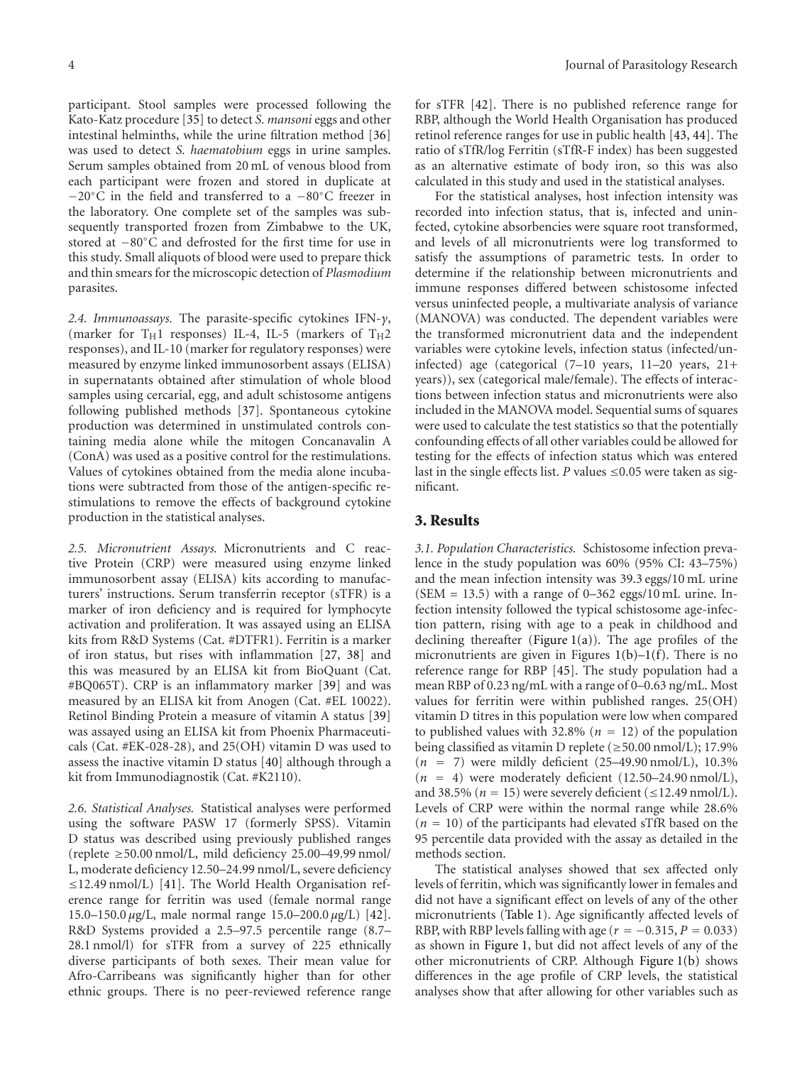participant. Stool samples were processed following the Kato-Katz procedure [35] to detect *S. mansoni* eggs and other intestinal helminths, while the urine filtration method [36] was used to detect *S. haematobium* eggs in urine samples. Serum samples obtained from 20 mL of venous blood from each participant were frozen and stored in duplicate at −20°C in the field and transferred to a −80°C freezer in the laboratory. One complete set of the samples was subsequently transported frozen from Zimbabwe to the UK, stored at −80°C and defrosted for the first time for use in this study. Small aliquots of blood were used to prepare thick and thin smears for the microscopic detection of *Plasmodium* parasites.

*2.4. Immunoassays.* The parasite-specific cytokines IFN-$\gamma$, (marker for $T_H1$ responses) IL-4, IL-5 (markers of $T_H2$ responses), and IL-10 (marker for regulatory responses) were measured by enzyme linked immunosorbent assays (ELISA) in supernatants obtained after stimulation of whole blood samples using cercarial, egg, and adult schistosome antigens following published methods [37]. Spontaneous cytokine production was determined in unstimulated controls containing media alone while the mitogen Concanavalin A (ConA) was used as a positive control for the restimulations. Values of cytokines obtained from the media alone incubations were subtracted from those of the antigen-specific restimulations to remove the effects of background cytokine production in the statistical analyses.

*2.5. Micronutrient Assays.* Micronutrients and C reactive Protein (CRP) were measured using enzyme linked immunosorbent assay (ELISA) kits according to manufacturers' instructions. Serum transferrin receptor (sTFR) is a marker of iron deficiency and is required for lymphocyte activation and proliferation. It was assayed using an ELISA kits from R&D Systems (Cat. #DTFR1). Ferritin is a marker of iron status, but rises with inflammation [27, 38] and this was measured by an ELISA kit from BioQuant (Cat. #BQ065T). CRP is an inflammatory marker [39] and was measured by an ELISA kit from Anogen (Cat. #EL 10022). Retinol Binding Protein a measure of vitamin A status [39] was assayed using an ELISA kit from Phoenix Pharmaceuticals (Cat. #EK-028-28), and 25(OH) vitamin D was used to assess the inactive vitamin D status [40] although through a kit from Immunodiagnostik (Cat. #K2110).

*2.6. Statistical Analyses.* Statistical analyses were performed using the software PASW 17 (formerly SPSS). Vitamin D status was described using previously published ranges (replete ≥50.00 nmol/L, mild deficiency 25.00–49.99 nmol/L, moderate deficiency 12.50–24.99 nmol/L, severe deficiency ≤12.49 nmol/L) [41]. The World Health Organisation reference range for ferritin was used (female normal range 15.0–150.0 $\mu$g/L, male normal range 15.0–200.0 $\mu$g/L) [42]. R&D Systems provided a 2.5–97.5 percentile range (8.7–28.1 nmol/l) for sTFR from a survey of 225 ethnically diverse participants of both sexes. Their mean value for Afro-Carribeans was significantly higher than for other ethnic groups. There is no peer-reviewed reference range for sTFR [42]. There is no published reference range for RBP, although the World Health Organisation has produced retinol reference ranges for use in public health [43, 44]. The ratio of sTfR/log Ferritin (sTfR-F index) has been suggested as an alternative estimate of body iron, so this was also calculated in this study and used in the statistical analyses.

For the statistical analyses, host infection intensity was recorded into infection status, that is, infected and uninfected, cytokine absorbencies were square root transformed, and levels of all micronutrients were log transformed to satisfy the assumptions of parametric tests. In order to determine if the relationship between micronutrients and immune responses differed between schistosome infected versus uninfected people, a multivariate analysis of variance (MANOVA) was conducted. The dependent variables were the transformed micronutrient data and the independent variables were cytokine levels, infection status (infected/uninfected) age (categorical (7–10 years, 11–20 years, 21+ years)), sex (categorical male/female). The effects of interactions between infection status and micronutrients were also included in the MANOVA model. Sequential sums of squares were used to calculate the test statistics so that the potentially confounding effects of all other variables could be allowed for testing for the effects of infection status which was entered last in the single effects list. *P* values ≤0.05 were taken as significant.

## 3. Results

*3.1. Population Characteristics.* Schistosome infection prevalence in the study population was 60% (95% CI: 43–75%) and the mean infection intensity was 39.3 eggs/10 mL urine (SEM = 13.5) with a range of 0–362 eggs/10 mL urine. Infection intensity followed the typical schistosome age-infection pattern, rising with age to a peak in childhood and declining thereafter (Figure 1(a)). The age profiles of the micronutrients are given in Figures 1(b)–1(f). There is no reference range for RBP [45]. The study population had a mean RBP of 0.23 ng/mL with a range of 0–0.63 ng/mL. Most values for ferritin were within published ranges. 25(OH) vitamin D titres in this population were low when compared to published values with 32.8% ($n = 12$) of the population being classified as vitamin D replete (≥50.00 nmol/L); 17.9% ($n = 7$) were mildly deficient (25–49.90 nmol/L), 10.3% ($n = 4$) were moderately deficient (12.50–24.90 nmol/L), and 38.5% ($n = 15$) were severely deficient (≤12.49 nmol/L). Levels of CRP were within the normal range while 28.6% ($n = 10$) of the participants had elevated sTfR based on the 95 percentile data provided with the assay as detailed in the methods section.

The statistical analyses showed that sex affected only levels of ferritin, which was significantly lower in females and did not have a significant effect on levels of any of the other micronutrients (Table 1). Age significantly affected levels of RBP, with RBP levels falling with age ($r = -0.315$, $P = 0.033$) as shown in Figure 1, but did not affect levels of any of the other micronutrients of CRP. Although Figure 1(b) shows differences in the age profile of CRP levels, the statistical analyses show that after allowing for other variables such as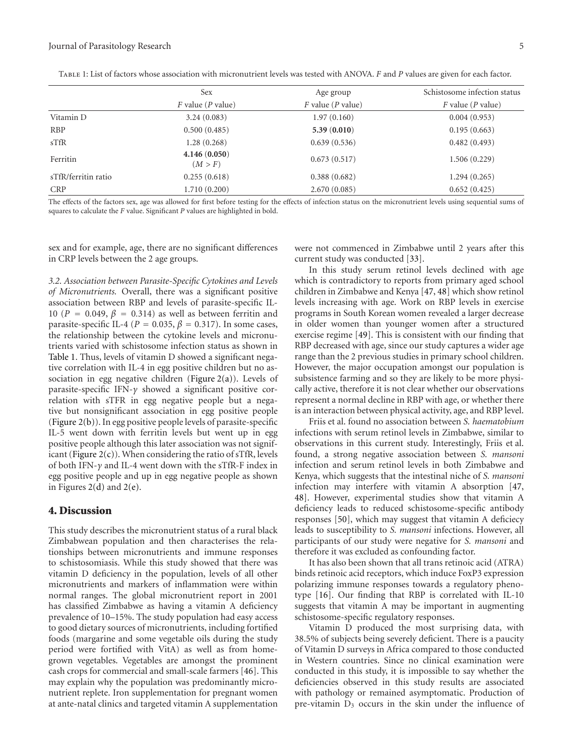Table 1: List of factors whose association with micronutrient levels was tested with ANOVA. $F$ and $P$ values are given for each factor.

| | Sex | Age group | Schistosome infection status |
|---|---|---|---|
| | $F$ value ($P$ value) | $F$ value ($P$ value) | $F$ value ($P$ value) |
| Vitamin D | 3.24 (0.083) | 1.97 (0.160) | 0.004 (0.953) |
| RBP | 0.500 (0.485) | **5.39** (**0.010**) | 0.195 (0.663) |
| sTfR | 1.28 (0.268) | 0.639 (0.536) | 0.482 (0.493) |
| Ferritin | **4.146** (**0.050**) ($M > F$) | 0.673 (0.517) | 1.506 (0.229) |
| sTfR/ferritin ratio | 0.255 (0.618) | 0.388 (0.682) | 1.294 (0.265) |
| CRP | 1.710 (0.200) | 2.670 (0.085) | 0.652 (0.425) |

The effects of the factors sex, age was allowed for first before testing for the effects of infection status on the micronutrient levels using sequential sums of squares to calculate the $F$ value. Significant $P$ values are highlighted in bold.

sex and for example, age, there are no significant differences in CRP levels between the 2 age groups.

*3.2. Association between Parasite-Specific Cytokines and Levels of Micronutrients.* Overall, there was a significant positive association between RBP and levels of parasite-specific IL-10 ($P = 0.049$, $\beta = 0.314$) as well as between ferritin and parasite-specific IL-4 ($P = 0.035$, $\beta = 0.317$). In some cases, the relationship between the cytokine levels and micronutrients varied with schistosome infection status as shown in Table 1. Thus, levels of vitamin D showed a significant negative correlation with IL-4 in egg positive children but no association in egg negative children (Figure 2(a)). Levels of parasite-specific IFN-$\gamma$ showed a significant positive correlation with sTFR in egg negative people but a negative but nonsignificant association in egg positive people (Figure 2(b)). In egg positive people levels of parasite-specific IL-5 went down with ferritin levels but went up in egg positive people although this later association was not significant (Figure 2(c)). When considering the ratio of sTfR, levels of both IFN-$\gamma$ and IL-4 went down with the sTfR-F index in egg positive people and up in egg negative people as shown in Figures 2(d) and 2(e).

## 4. Discussion

This study describes the micronutrient status of a rural black Zimbabwean population and then characterises the relationships between micronutrients and immune responses to schistosomiasis. While this study showed that there was vitamin D deficiency in the population, levels of all other micronutrients and markers of inflammation were within normal ranges. The global micronutrient report in 2001 has classified Zimbabwe as having a vitamin A deficiency prevalence of 10–15%. The study population had easy access to good dietary sources of micronutrients, including fortified foods (margarine and some vegetable oils during the study period were fortified with VitA) as well as from home-grown vegetables. Vegetables are amongst the prominent cash crops for commercial and small-scale farmers [46]. This may explain why the population was predominantly micronutrient replete. Iron supplementation for pregnant women at ante-natal clinics and targeted vitamin A supplementation were not commenced in Zimbabwe until 2 years after this current study was conducted [33].

In this study serum retinol levels declined with age which is contradictory to reports from primary aged school children in Zimbabwe and Kenya [47, 48] which show retinol levels increasing with age. Work on RBP levels in exercise programs in South Korean women revealed a larger decrease in older women than younger women after a structured exercise regime [49]. This is consistent with our finding that RBP decreased with age, since our study captures a wider age range than the 2 previous studies in primary school children. However, the major occupation amongst our population is subsistence farming and so they are likely to be more physically active, therefore it is not clear whether our observations represent a normal decline in RBP with age, or whether there is an interaction between physical activity, age, and RBP level.

Friis et al. found no association between *S. haematobium* infections with serum retinol levels in Zimbabwe, similar to observations in this current study. Interestingly, Friis et al. found, a strong negative association between *S. mansoni* infection and serum retinol levels in both Zimbabwe and Kenya, which suggests that the intestinal niche of *S. mansoni* infection may interfere with vitamin A absorption [47, 48]. However, experimental studies show that vitamin A deficiency leads to reduced schistosome-specific antibody responses [50], which may suggest that vitamin A deficiecy leads to susceptibility to *S. mansoni* infections. However, all participants of our study were negative for *S. mansoni* and therefore it was excluded as confounding factor.

It has also been shown that all trans retinoic acid (ATRA) binds retinoic acid receptors, which induce FoxP3 expression polarizing immune responses towards a regulatory phenotype [16]. Our finding that RBP is correlated with IL-10 suggests that vitamin A may be important in augmenting schistosome-specific regulatory responses.

Vitamin D produced the most surprising data, with 38.5% of subjects being severely deficient. There is a paucity of Vitamin D surveys in Africa compared to those conducted in Western countries. Since no clinical examination were conducted in this study, it is impossible to say whether the deficiencies observed in this study results are associated with pathology or remained asymptomatic. Production of pre-vitamin $D_3$ occurs in the skin under the influence of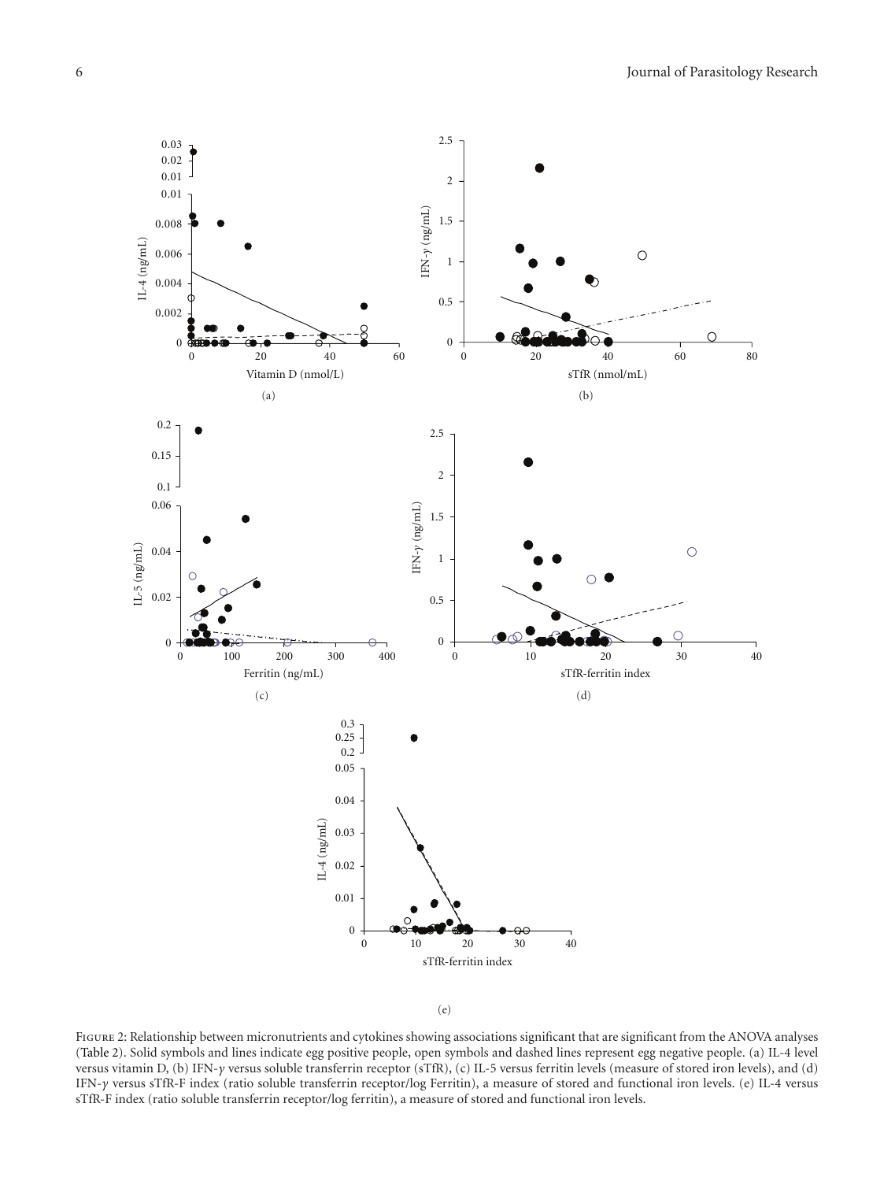Figure 2: Relationship between micronutrients and cytokines showing associations significant that are significant from the ANOVA analyses (Table 2). Solid symbols and lines indicate egg positive people, open symbols and dashed lines represent egg negative people. (a) IL-4 level versus vitamin D, (b) IFN-$\gamma$ versus soluble transferrin receptor (sTfR), (c) IL-5 versus ferritin levels (measure of stored iron levels), and (d) IFN-$\gamma$ versus sTfR-F index (ratio soluble transferrin receptor/log Ferritin), a measure of stored and functional iron levels. (e) IL-4 versus sTfR-F index (ratio soluble transferrin receptor/log ferritin), a measure of stored and functional iron levels.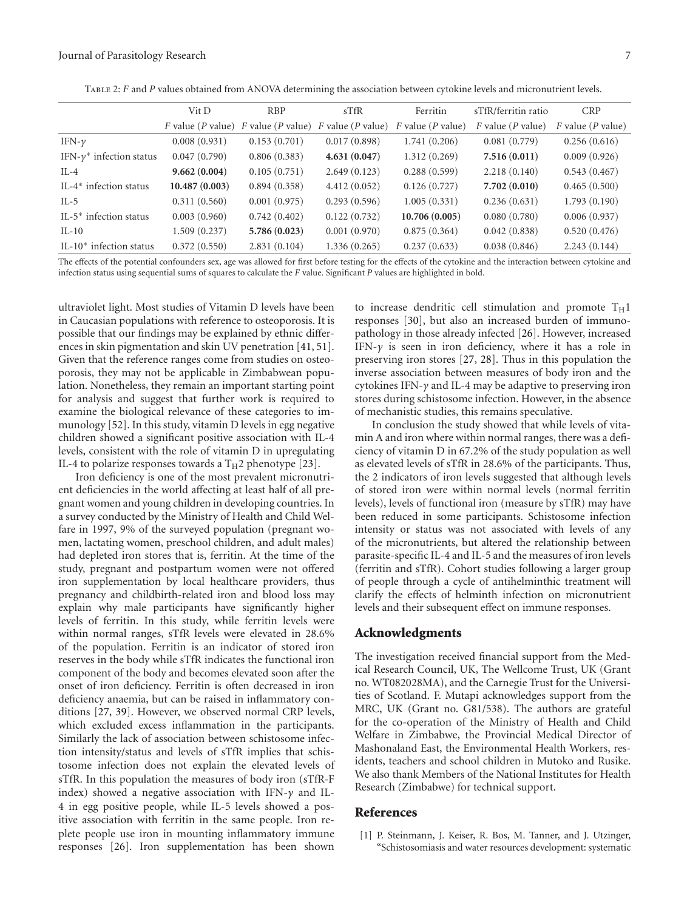Table 2: *F* and *P* values obtained from ANOVA determining the association between cytokine levels and micronutrient levels.

| | Vit D | RBP | sTfR | Ferritin | sTfR/ferritin ratio | CRP |
|---|---|---|---|---|---|---|
| | *F* value (*P* value) | *F* value (*P* value) | *F* value (*P* value) | *F* value (*P* value) | *F* value (*P* value) | *F* value (*P* value) |
| IFN-$\gamma$ | 0.008 (0.931) | 0.153 (0.701) | 0.017 (0.898) | 1.741 (0.206) | 0.081 (0.779) | 0.256 (0.616) |
| IFN-$\gamma$* infection status | 0.047 (0.790) | 0.806 (0.383) | **4.631 (0.047)** | 1.312 (0.269) | **7.516 (0.011)** | 0.009 (0.926) |
| IL-4 | **9.662 (0.004)** | 0.105 (0.751) | 2.649 (0.123) | 0.288 (0.599) | 2.218 (0.140) | 0.543 (0.467) |
| IL-4* infection status | **10.487 (0.003)** | 0.894 (0.358) | 4.412 (0.052) | 0.126 (0.727) | **7.702 (0.010)** | 0.465 (0.500) |
| IL-5 | 0.311 (0.560) | 0.001 (0.975) | 0.293 (0.596) | 1.005 (0.331) | 0.236 (0.631) | 1.793 (0.190) |
| IL-5* infection status | 0.003 (0.960) | 0.742 (0.402) | 0.122 (0.732) | **10.706 (0.005)** | 0.080 (0.780) | 0.006 (0.937) |
| IL-10 | 1.509 (0.237) | **5.786 (0.023)** | 0.001 (0.970) | 0.875 (0.364) | 0.042 (0.838) | 0.520 (0.476) |
| IL-10* infection status | 0.372 (0.550) | 2.831 (0.104) | 1.336 (0.265) | 0.237 (0.633) | 0.038 (0.846) | 2.243 (0.144) |

The effects of the potential confounders sex, age was allowed for first before testing for the effects of the cytokine and the interaction between cytokine and infection status using sequential sums of squares to calculate the *F* value. Significant *P* values are highlighted in bold.

ultraviolet light. Most studies of Vitamin D levels have been in Caucasian populations with reference to osteoporosis. It is possible that our findings may be explained by ethnic differences in skin pigmentation and skin UV penetration [41, 51]. Given that the reference ranges come from studies on osteoporosis, they may not be applicable in Zimbabwean population. Nonetheless, they remain an important starting point for analysis and suggest that further work is required to examine the biological relevance of these categories to immunology [52]. In this study, vitamin D levels in egg negative children showed a significant positive association with IL-4 levels, consistent with the role of vitamin D in upregulating IL-4 to polarize responses towards a $T_H2$ phenotype [23].

Iron deficiency is one of the most prevalent micronutrient deficiencies in the world affecting at least half of all pregnant women and young children in developing countries. In a survey conducted by the Ministry of Health and Child Welfare in 1997, 9% of the surveyed population (pregnant women, lactating women, preschool children, and adult males) had depleted iron stores that is, ferritin. At the time of the study, pregnant and postpartum women were not offered iron supplementation by local healthcare providers, thus pregnancy and childbirth-related iron and blood loss may explain why male participants have significantly higher levels of ferritin. In this study, while ferritin levels were within normal ranges, sTfR levels were elevated in 28.6% of the population. Ferritin is an indicator of stored iron reserves in the body while sTfR indicates the functional iron component of the body and becomes elevated soon after the onset of iron deficiency. Ferritin is often decreased in iron deficiency anaemia, but can be raised in inflammatory conditions [27, 39]. However, we observed normal CRP levels, which excluded excess inflammation in the participants. Similarly the lack of association between schistosome infection intensity/status and levels of sTfR implies that schistosome infection does not explain the elevated levels of sTfR. In this population the measures of body iron (sTfR-F index) showed a negative association with IFN-$\gamma$ and IL-4 in egg positive people, while IL-5 levels showed a positive association with ferritin in the same people. Iron replete people use iron in mounting inflammatory immune responses [26]. Iron supplementation has been shown to increase dendritic cell stimulation and promote $T_H1$ responses [30], but also an increased burden of immunopathology in those already infected [26]. However, increased IFN-$\gamma$ is seen in iron deficiency, where it has a role in preserving iron stores [27, 28]. Thus in this population the inverse association between measures of body iron and the cytokines IFN-$\gamma$ and IL-4 may be adaptive to preserving iron stores during schistosome infection. However, in the absence of mechanistic studies, this remains speculative.

In conclusion the study showed that while levels of vitamin A and iron where within normal ranges, there was a deficiency of vitamin D in 67.2% of the study population as well as elevated levels of sTfR in 28.6% of the participants. Thus, the 2 indicators of iron levels suggested that although levels of stored iron were within normal levels (normal ferritin levels), levels of functional iron (measure by sTfR) may have been reduced in some participants. Schistosome infection intensity or status was not associated with levels of any of the micronutrients, but altered the relationship between parasite-specific IL-4 and IL-5 and the measures of iron levels (ferritin and sTfR). Cohort studies following a larger group of people through a cycle of antihelminthic treatment will clarify the effects of helminth infection on micronutrient levels and their subsequent effect on immune responses.

## Acknowledgments

The investigation received financial support from the Medical Research Council, UK, The Wellcome Trust, UK (Grant no. WT082028MA), and the Carnegie Trust for the Universities of Scotland. F. Mutapi acknowledges support from the MRC, UK (Grant no. G81/538). The authors are grateful for the co-operation of the Ministry of Health and Child Welfare in Zimbabwe, the Provincial Medical Director of Mashonaland East, the Environmental Health Workers, residents, teachers and school children in Mutoko and Rusike. We also thank Members of the National Institutes for Health Research (Zimbabwe) for technical support.

## References

[1] P. Steinmann, J. Keiser, R. Bos, M. Tanner, and J. Utzinger, "Schistosomiasis and water resources development: systematic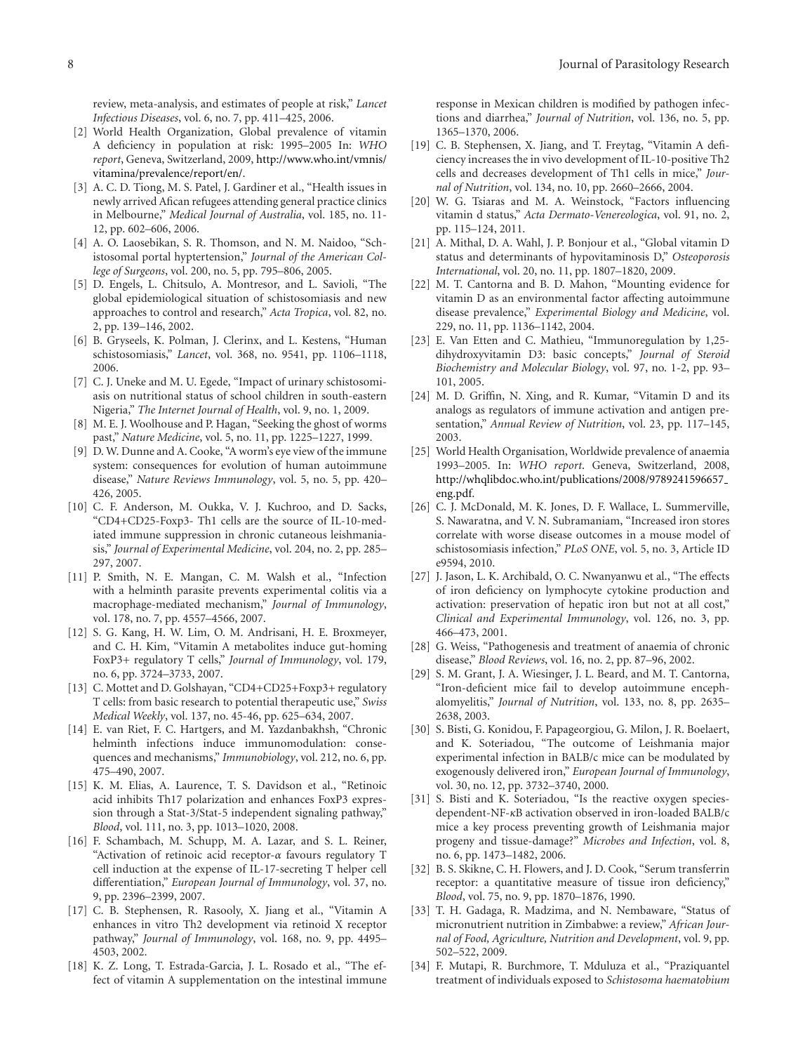review, meta-analysis, and estimates of people at risk," *Lancet Infectious Diseases*, vol. 6, no. 7, pp. 411–425, 2006.

[2] World Health Organization, Global prevalence of vitamin A deficiency in population at risk: 1995–2005 In: *WHO report*, Geneva, Switzerland, 2009, http://www.who.int/vmnis/vitamina/prevalence/report/en/.

[3] A. C. D. Tiong, M. S. Patel, J. Gardiner et al., "Health issues in newly arrived Afican refugees attending general practice clinics in Melbourne," *Medical Journal of Australia*, vol. 185, no. 11-12, pp. 602–606, 2006.

[4] A. O. Laosebikan, S. R. Thomson, and N. M. Naidoo, "Schistosomal portal hyptertension," *Journal of the American College of Surgeons*, vol. 200, no. 5, pp. 795–806, 2005.

[5] D. Engels, L. Chitsulo, A. Montresor, and L. Savioli, "The global epidemiological situation of schistosomiasis and new approaches to control and research," *Acta Tropica*, vol. 82, no. 2, pp. 139–146, 2002.

[6] B. Gryseels, K. Polman, J. Clerinx, and L. Kestens, "Human schistosomiasis," *Lancet*, vol. 368, no. 9541, pp. 1106–1118, 2006.

[7] C. J. Uneke and M. U. Egede, "Impact of urinary schistosomiasis on nutritional status of school children in south-eastern Nigeria," *The Internet Journal of Health*, vol. 9, no. 1, 2009.

[8] M. E. J. Woolhouse and P. Hagan, "Seeking the ghost of worms past," *Nature Medicine*, vol. 5, no. 11, pp. 1225–1227, 1999.

[9] D. W. Dunne and A. Cooke, "A worm's eye view of the immune system: consequences for evolution of human autoimmune disease," *Nature Reviews Immunology*, vol. 5, no. 5, pp. 420–426, 2005.

[10] C. F. Anderson, M. Oukka, V. J. Kuchroo, and D. Sacks, "CD4+CD25-Foxp3- Th1 cells are the source of IL-10-mediated immune suppression in chronic cutaneous leishmaniasis," *Journal of Experimental Medicine*, vol. 204, no. 2, pp. 285–297, 2007.

[11] P. Smith, N. E. Mangan, C. M. Walsh et al., "Infection with a helminth parasite prevents experimental colitis via a macrophage-mediated mechanism," *Journal of Immunology*, vol. 178, no. 7, pp. 4557–4566, 2007.

[12] S. G. Kang, H. W. Lim, O. M. Andrisani, H. E. Broxmeyer, and C. H. Kim, "Vitamin A metabolites induce gut-homing FoxP3+ regulatory T cells," *Journal of Immunology*, vol. 179, no. 6, pp. 3724–3733, 2007.

[13] C. Mottet and D. Golshayan, "CD4+CD25+Foxp3+ regulatory T cells: from basic research to potential therapeutic use," *Swiss Medical Weekly*, vol. 137, no. 45-46, pp. 625–634, 2007.

[14] E. van Riet, F. C. Hartgers, and M. Yazdanbakhsh, "Chronic helminth infections induce immunomodulation: consequences and mechanisms," *Immunobiology*, vol. 212, no. 6, pp. 475–490, 2007.

[15] K. M. Elias, A. Laurence, T. S. Davidson et al., "Retinoic acid inhibits Th17 polarization and enhances FoxP3 expression through a Stat-3/Stat-5 independent signaling pathway," *Blood*, vol. 111, no. 3, pp. 1013–1020, 2008.

[16] F. Schambach, M. Schupp, M. A. Lazar, and S. L. Reiner, "Activation of retinoic acid receptor-$\alpha$ favours regulatory T cell induction at the expense of IL-17-secreting T helper cell differentiation," *European Journal of Immunology*, vol. 37, no. 9, pp. 2396–2399, 2007.

[17] C. B. Stephensen, R. Rasooly, X. Jiang et al., "Vitamin A enhances in vitro Th2 development via retinoid X receptor pathway," *Journal of Immunology*, vol. 168, no. 9, pp. 4495–4503, 2002.

[18] K. Z. Long, T. Estrada-Garcia, J. L. Rosado et al., "The effect of vitamin A supplementation on the intestinal immune response in Mexican children is modified by pathogen infections and diarrhea," *Journal of Nutrition*, vol. 136, no. 5, pp. 1365–1370, 2006.

[19] C. B. Stephensen, X. Jiang, and T. Freytag, "Vitamin A deficiency increases the in vivo development of IL-10-positive Th2 cells and decreases development of Th1 cells in mice," *Journal of Nutrition*, vol. 134, no. 10, pp. 2660–2666, 2004.

[20] W. G. Tsiaras and M. A. Weinstock, "Factors influencing vitamin d status," *Acta Dermato-Venereologica*, vol. 91, no. 2, pp. 115–124, 2011.

[21] A. Mithal, D. A. Wahl, J. P. Bonjour et al., "Global vitamin D status and determinants of hypovitaminosis D," *Osteoporosis International*, vol. 20, no. 11, pp. 1807–1820, 2009.

[22] M. T. Cantorna and B. D. Mahon, "Mounting evidence for vitamin D as an environmental factor affecting autoimmune disease prevalence," *Experimental Biology and Medicine*, vol. 229, no. 11, pp. 1136–1142, 2004.

[23] E. Van Etten and C. Mathieu, "Immunoregulation by 1,25-dihydroxyvitamin D3: basic concepts," *Journal of Steroid Biochemistry and Molecular Biology*, vol. 97, no. 1-2, pp. 93–101, 2005.

[24] M. D. Griffin, N. Xing, and R. Kumar, "Vitamin D and its analogs as regulators of immune activation and antigen presentation," *Annual Review of Nutrition*, vol. 23, pp. 117–145, 2003.

[25] World Health Organisation, Worldwide prevalence of anaemia 1993–2005. In: *WHO report*. Geneva, Switzerland, 2008, http://whqlibdoc.who.int/publications/2008/9789241596657_eng.pdf.

[26] C. J. McDonald, M. K. Jones, D. F. Wallace, L. Summerville, S. Nawaratna, and V. N. Subramaniam, "Increased iron stores correlate with worse disease outcomes in a mouse model of schistosomiasis infection," *PLoS ONE*, vol. 5, no. 3, Article ID e9594, 2010.

[27] J. Jason, L. K. Archibald, O. C. Nwanyanwu et al., "The effects of iron deficiency on lymphocyte cytokine production and activation: preservation of hepatic iron but not at all cost," *Clinical and Experimental Immunology*, vol. 126, no. 3, pp. 466–473, 2001.

[28] G. Weiss, "Pathogenesis and treatment of anaemia of chronic disease," *Blood Reviews*, vol. 16, no. 2, pp. 87–96, 2002.

[29] S. M. Grant, J. A. Wiesinger, J. L. Beard, and M. T. Cantorna, "Iron-deficient mice fail to develop autoimmune encephalomyelitis," *Journal of Nutrition*, vol. 133, no. 8, pp. 2635–2638, 2003.

[30] S. Bisti, G. Konidou, F. Papageorgiou, G. Milon, J. R. Boelaert, and K. Soteriadou, "The outcome of Leishmania major experimental infection in BALB/c mice can be modulated by exogenously delivered iron," *European Journal of Immunology*, vol. 30, no. 12, pp. 3732–3740, 2000.

[31] S. Bisti and K. Soteriadou, "Is the reactive oxygen species-dependent-NF-$\kappa$B activation observed in iron-loaded BALB/c mice a key process preventing growth of Leishmania major progeny and tissue-damage?" *Microbes and Infection*, vol. 8, no. 6, pp. 1473–1482, 2006.

[32] B. S. Skikne, C. H. Flowers, and J. D. Cook, "Serum transferrin receptor: a quantitative measure of tissue iron deficiency," *Blood*, vol. 75, no. 9, pp. 1870–1876, 1990.

[33] T. H. Gadaga, R. Madzima, and N. Nembaware, "Status of micronutrient nutrition in Zimbabwe: a review," *African Journal of Food, Agriculture, Nutrition and Development*, vol. 9, pp. 502–522, 2009.

[34] F. Mutapi, R. Burchmore, T. Mduluza et al., "Praziquantel treatment of individuals exposed to *Schistosoma haematobium*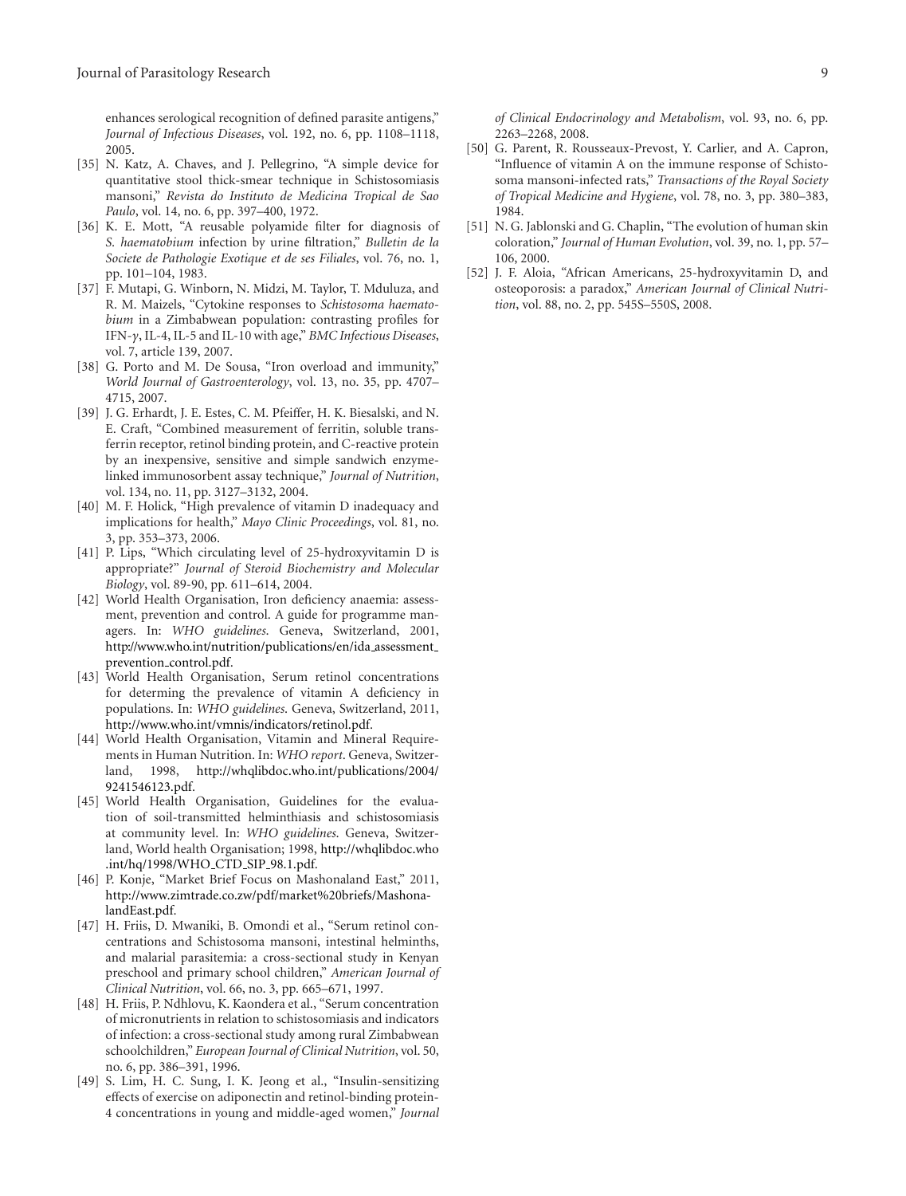enhances serological recognition of defined parasite antigens," *Journal of Infectious Diseases*, vol. 192, no. 6, pp. 1108–1118, 2005.

[35] N. Katz, A. Chaves, and J. Pellegrino, "A simple device for quantitative stool thick-smear technique in Schistosomiasis mansoni," *Revista do Instituto de Medicina Tropical de Sao Paulo*, vol. 14, no. 6, pp. 397–400, 1972.

[36] K. E. Mott, "A reusable polyamide filter for diagnosis of *S. haematobium* infection by urine filtration," *Bulletin de la Societe de Pathologie Exotique et de ses Filiales*, vol. 76, no. 1, pp. 101–104, 1983.

[37] F. Mutapi, G. Winborn, N. Midzi, M. Taylor, T. Mduluza, and R. M. Maizels, "Cytokine responses to *Schistosoma haematobium* in a Zimbabwean population: contrasting profiles for IFN-$\gamma$, IL-4, IL-5 and IL-10 with age," *BMC Infectious Diseases*, vol. 7, article 139, 2007.

[38] G. Porto and M. De Sousa, "Iron overload and immunity," *World Journal of Gastroenterology*, vol. 13, no. 35, pp. 4707–4715, 2007.

[39] J. G. Erhardt, J. E. Estes, C. M. Pfeiffer, H. K. Biesalski, and N. E. Craft, "Combined measurement of ferritin, soluble transferrin receptor, retinol binding protein, and C-reactive protein by an inexpensive, sensitive and simple sandwich enzyme-linked immunosorbent assay technique," *Journal of Nutrition*, vol. 134, no. 11, pp. 3127–3132, 2004.

[40] M. F. Holick, "High prevalence of vitamin D inadequacy and implications for health," *Mayo Clinic Proceedings*, vol. 81, no. 3, pp. 353–373, 2006.

[41] P. Lips, "Which circulating level of 25-hydroxyvitamin D is appropriate?" *Journal of Steroid Biochemistry and Molecular Biology*, vol. 89-90, pp. 611–614, 2004.

[42] World Health Organisation, Iron deficiency anaemia: assessment, prevention and control. A guide for programme managers. In: *WHO guidelines*. Geneva, Switzerland, 2001, http://www.who.int/nutrition/publications/en/ida_assessment_prevention_control.pdf.

[43] World Health Organisation, Serum retinol concentrations for determing the prevalence of vitamin A deficiency in populations. In: *WHO guidelines*. Geneva, Switzerland, 2011, http://www.who.int/vmnis/indicators/retinol.pdf.

[44] World Health Organisation, Vitamin and Mineral Requirements in Human Nutrition. In: *WHO report*. Geneva, Switzerland, 1998, http://whqlibdoc.who.int/publications/2004/9241546123.pdf.

[45] World Health Organisation, Guidelines for the evaluation of soil-transmitted helminthiasis and schistosomiasis at community level. In: *WHO guidelines*. Geneva, Switzerland, World health Organisation; 1998, http://whqlibdoc.who.int/hq/1998/WHO_CTD_SIP_98.1.pdf.

[46] P. Konje, "Market Brief Focus on Mashonaland East," 2011, http://www.zimtrade.co.zw/pdf/market%20briefs/MashonalandEast.pdf.

[47] H. Friis, D. Mwaniki, B. Omondi et al., "Serum retinol concentrations and Schistosoma mansoni, intestinal helminths, and malarial parasitemia: a cross-sectional study in Kenyan preschool and primary school children," *American Journal of Clinical Nutrition*, vol. 66, no. 3, pp. 665–671, 1997.

[48] H. Friis, P. Ndhlovu, K. Kaondera et al., "Serum concentration of micronutrients in relation to schistosomiasis and indicators of infection: a cross-sectional study among rural Zimbabwean schoolchildren," *European Journal of Clinical Nutrition*, vol. 50, no. 6, pp. 386–391, 1996.

[49] S. Lim, H. C. Sung, I. K. Jeong et al., "Insulin-sensitizing effects of exercise on adiponectin and retinol-binding protein-4 concentrations in young and middle-aged women," *Journal of Clinical Endocrinology and Metabolism*, vol. 93, no. 6, pp. 2263–2268, 2008.

[50] G. Parent, R. Rousseaux-Prevost, Y. Carlier, and A. Capron, "Influence of vitamin A on the immune response of Schistosoma mansoni-infected rats," *Transactions of the Royal Society of Tropical Medicine and Hygiene*, vol. 78, no. 3, pp. 380–383, 1984.

[51] N. G. Jablonski and G. Chaplin, "The evolution of human skin coloration," *Journal of Human Evolution*, vol. 39, no. 1, pp. 57–106, 2000.

[52] J. F. Aloia, "African Americans, 25-hydroxyvitamin D, and osteoporosis: a paradox," *American Journal of Clinical Nutrition*, vol. 88, no. 2, pp. 545S–550S, 2008.